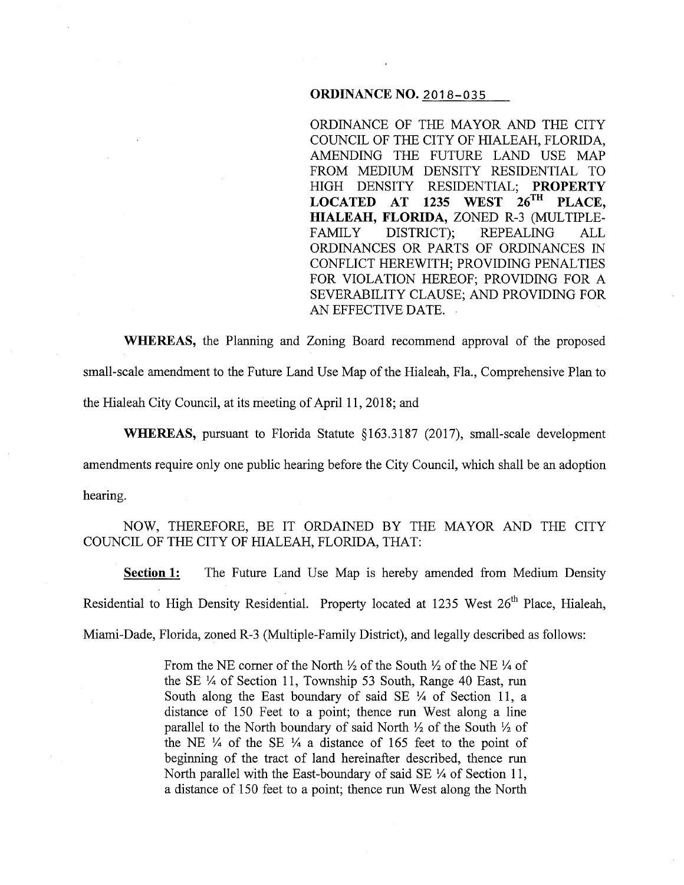**ORDINANCE NO. 2018-035**

ORDINANCE OF THE MAYOR AND THE CITY COUNCIL OF THE CITY OF HIALEAH, FLORIDA, AMENDING THE FUTURE LAND USE MAP FROM MEDIUM DENSITY RESIDENTIAL TO HIGH DENSITY RESIDENTIAL; **PROPERTY LOCATED AT 1235 WEST 26TH PLACE, HIALEAH, FLORIDA,** ZONED R-3 (MULTIPLE-FAMILY DISTRICT); REPEALING ALL ORDINANCES OR PARTS OF ORDINANCES IN CONFLICT HEREWITH; PROVIDING PENALTIES FOR VIOLATION HEREOF; PROVIDING FOR A SEVERABILITY CLAUSE; AND PROVIDING FOR AN EFFECTIVE DATE.

**WHEREAS,** the Planning and Zoning Board recommend approval of the proposed small-scale amendment to the Future Land Use Map of the Hialeah, Fla., Comprehensive Plan to the Hialeah City Council, at its meeting of April 11, 2018; and

**WHEREAS,** pursuant to Florida Statute §163.3187 (2017), small-scale development amendments require only one public hearing before the City Council, which shall be an adoption hearing.

NOW, THEREFORE, BE IT ORDAINED BY THE MAYOR AND THE CITY COUNCIL OF THE CITY OF HIALEAH, FLORIDA, THAT:

**Section 1:** The Future Land Use Map is hereby amended from Medium Density Residential to High Density Residential. Property located at 1235 West 26th Place, Hialeah, Miami-Dade, Florida, zoned R-3 (Multiple-Family District), and legally described as follows:

> From the NE corner of the North ½ of the South ½ of the NE ¼ of the SE ¼ of Section 11, Township 53 South, Range 40 East, run South along the East boundary of said SE ¼ of Section 11, a distance of 150 Feet to a point; thence run West along a line parallel to the North boundary of said North ½ of the South ½ of the NE ¼ of the SE ¼ a distance of 165 feet to the point of beginning of the tract of land hereinafter described, thence run North parallel with the East-boundary of said SE ¼ of Section 11, a distance of 150 feet to a point; thence run West along the North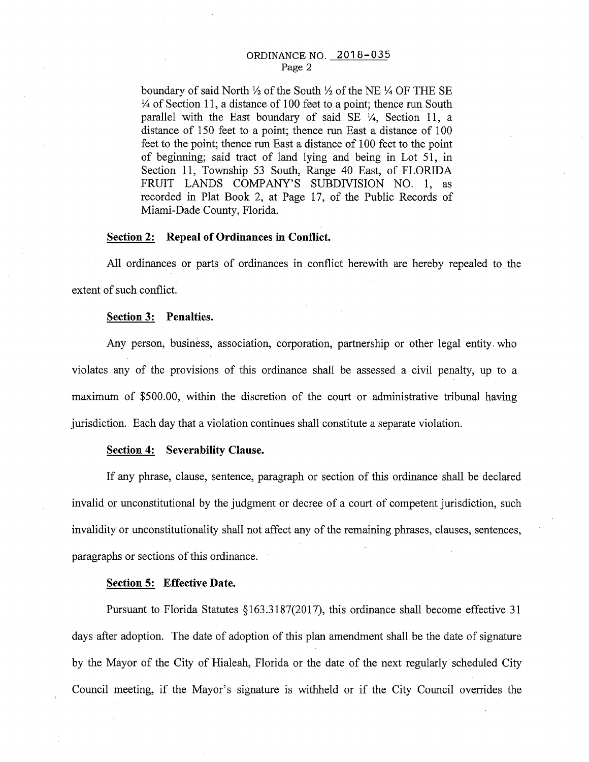boundary of said North ½ of the South ½ of the NE ¼ OF THE SE ¼ of Section 11, a distance of 100 feet to a point; thence run South parallel with the East boundary of said SE ¼, Section 11, a distance of 150 feet to a point; thence run East a distance of 100 feet to the point; thence run East a distance of 100 feet to the point of beginning; said tract of land lying and being in Lot 51, in Section 11, Township 53 South, Range 40 East, of FLORIDA FRUIT LANDS COMPANY'S SUBDIVISION NO. 1, as recorded in Plat Book 2, at Page 17, of the Public Records of Miami-Dade County, Florida.

**Section 2: Repeal of Ordinances in Conflict.**

All ordinances or parts of ordinances in conflict herewith are hereby repealed to the extent of such conflict.

**Section 3: Penalties.**

Any person, business, association, corporation, partnership or other legal entity who violates any of the provisions of this ordinance shall be assessed a civil penalty, up to a maximum of $500.00, within the discretion of the court or administrative tribunal having jurisdiction.. Each day that a violation continues shall constitute a separate violation.

**Section 4: Severability Clause.**

If any phrase, clause, sentence, paragraph or section of this ordinance shall be declared invalid or unconstitutional by the judgment or decree of a court of competent jurisdiction, such invalidity or unconstitutionality shall not affect any of the remaining phrases, clauses, sentences, paragraphs or sections of this ordinance.

**Section 5: Effective Date.**

Pursuant to Florida Statutes §163.3187(2017), this ordinance shall become effective 31 days after adoption. The date of adoption of this plan amendment shall be the date of signature by the Mayor of the City of Hialeah, Florida or the date of the next regularly scheduled City Council meeting, if the Mayor's signature is withheld or if the City Council overrides the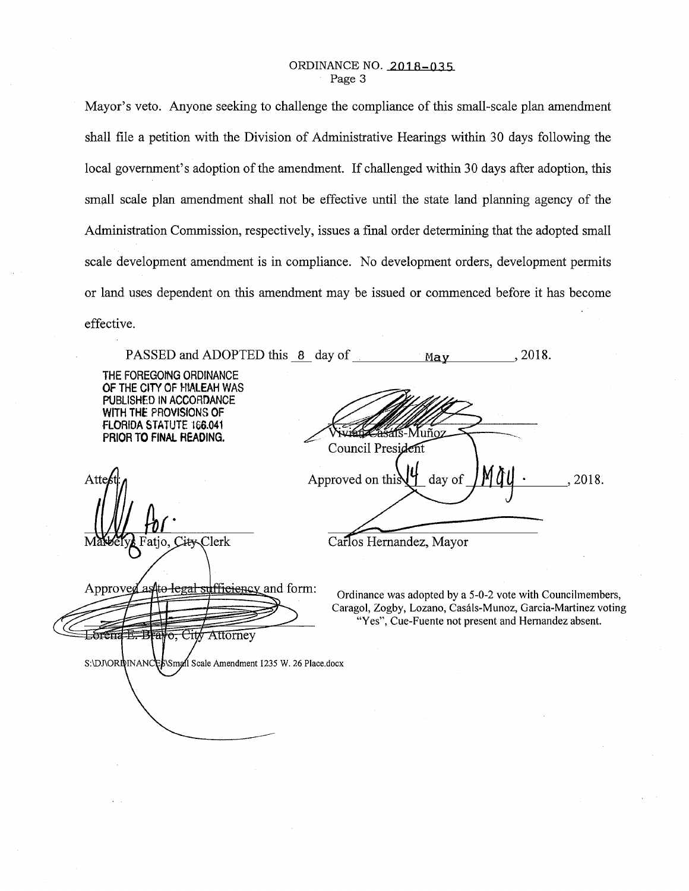Mayor's veto. Anyone seeking to challenge the compliance of this small-scale plan amendment shall file a petition with the Division of Administrative Hearings within 30 days following the local government's adoption of the amendment. If challenged within 30 days after adoption, this small scale plan amendment shall not be effective until the state land planning agency of the Administration Commission, respectively, issues a final order determining that the adopted small scale development amendment is in compliance. No development orders, development permits or land uses dependent on this amendment may be issued or commenced before it has become effective.

PASSED and ADOPTED this 8 day of May, 2018.

THE FOREGOING ORDINANCE OF THE CITY OF HIALEAH WAS PUBLISHED IN ACCORDANCE WITH THE PROVISIONS OF FLORIDA STATUTE 166.041 PRIOR TO FINAL READING.

Vivian Casáls-Muñoz
Council President

Attest:

Marbelys Fatjo, City Clerk

Approved on this 14 day of May, 2018.

Carlos Hernandez, Mayor

Approved as to legal sufficiency and form:

Lorena E. Bravo, City Attorney

Ordinance was adopted by a 5-0-2 vote with Councilmembers, Caragol, Zogby, Lozano, Casáls-Munoz, Garcia-Martinez voting "Yes", Cue-Fuente not present and Hernandez absent.

S:\DJ\ORDINANCES\Small Scale Amendment 1235 W. 26 Place.docx